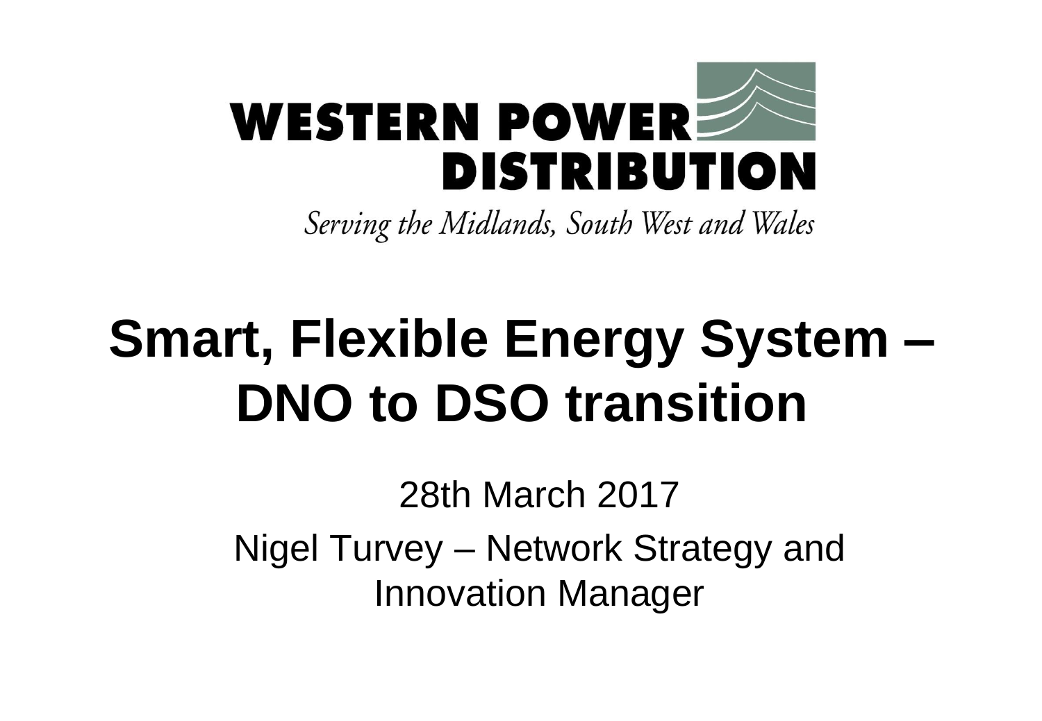**WESTERN POWER DISTRIBUTION**

*Serving the Midlands, South West and Wales*

# Smart, Flexible Energy System – DNO to DSO transition

28th March 2017

Nigel Turvey – Network Strategy and Innovation Manager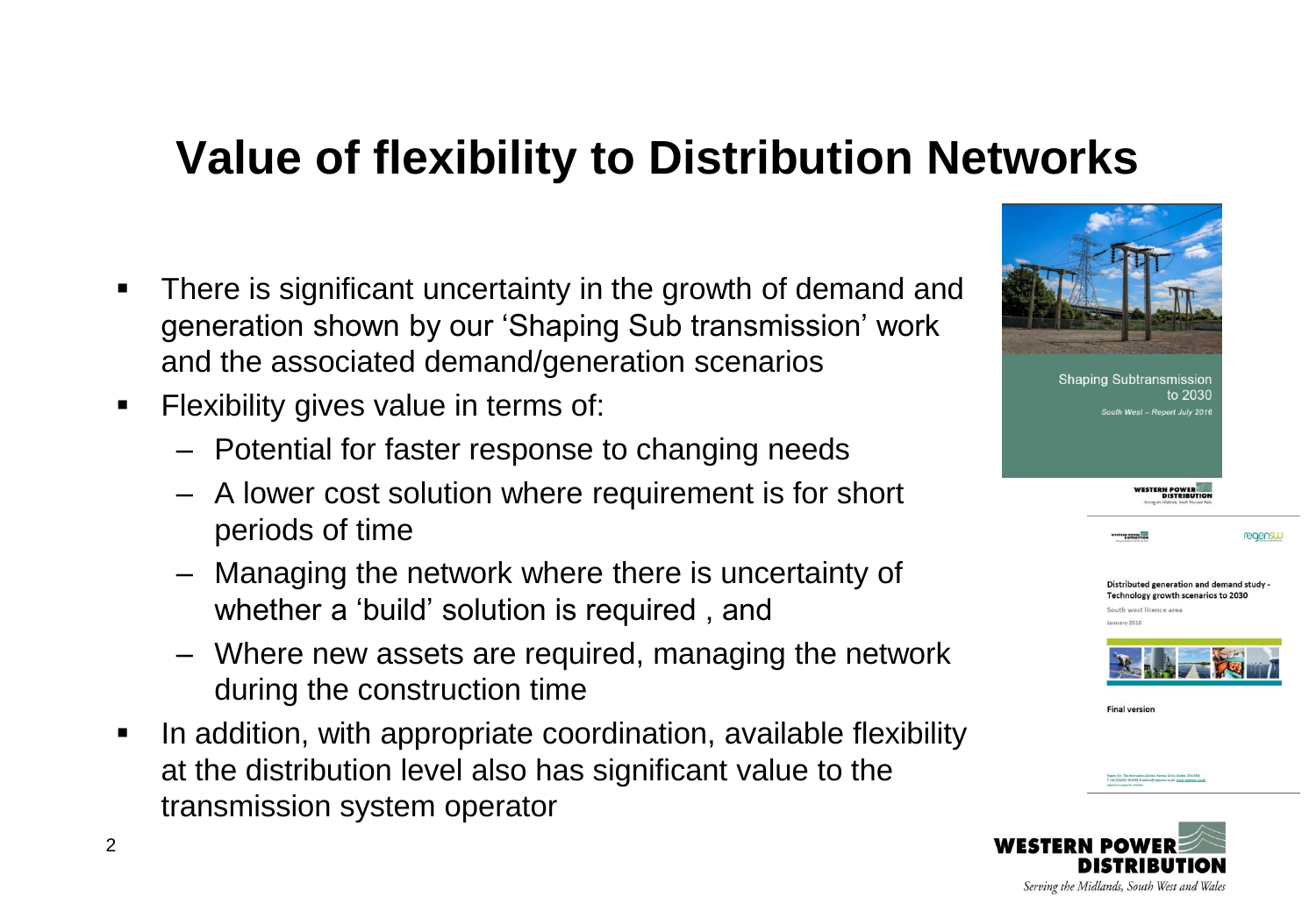# Value of flexibility to Distribution Networks

- There is significant uncertainty in the growth of demand and generation shown by our 'Shaping Sub transmission' work and the associated demand/generation scenarios
- Flexibility gives value in terms of:
  - Potential for faster response to changing needs
  - A lower cost solution where requirement is for short periods of time
  - Managing the network where there is uncertainty of whether a 'build' solution is required , and
  - Where new assets are required, managing the network during the construction time
- In addition, with appropriate coordination, available flexibility at the distribution level also has significant value to the transmission system operator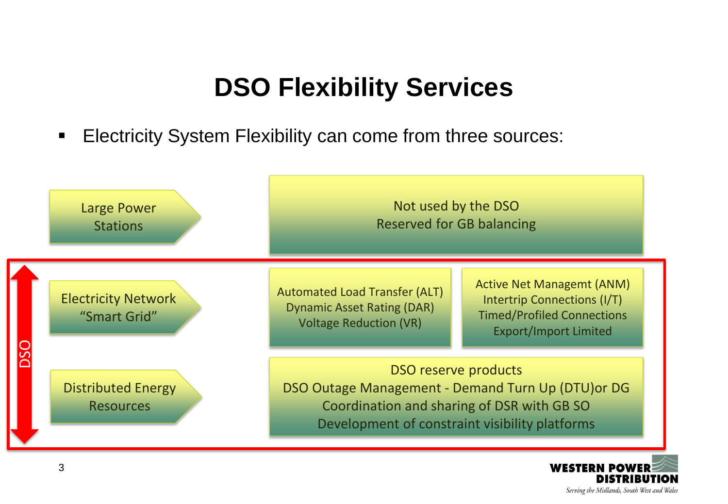# DSO Flexibility Services

- Electricity System Flexibility can come from three sources:

| Source | Use |
| --- | --- |
| Large Power Stations | Not used by the DSO<br>Reserved for GB balancing |
| Electricity Network "Smart Grid" | Automated Load Transfer (ALT)<br>Dynamic Asset Rating (DAR)<br>Voltage Reduction (VR) |
| | Active Net Managemt (ANM)<br>Intertrip Connections (I/T)<br>Timed/Profiled Connections<br>Export/Import Limited |
| Distributed Energy Resources | DSO reserve products<br>DSO Outage Management - Demand Turn Up (DTU)or DG<br>Coordination and sharing of DSR with GB SO<br>Development of constraint visibility platforms |

DSO (applies to Electricity Network "Smart Grid" and Distributed Energy Resources)

WESTERN POWER DISTRIBUTION

*Serving the Midlands, South West and Wales*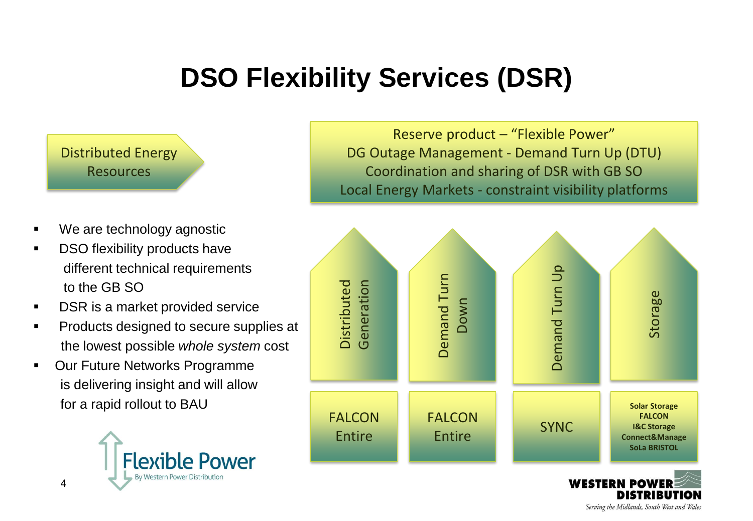# DSO Flexibility Services (DSR)

Distributed Energy Resources

Reserve product – "Flexible Power"
DG Outage Management - Demand Turn Up (DTU)
Coordination and sharing of DSR with GB SO
Local Energy Markets - constraint visibility platforms

- We are technology agnostic
- DSO flexibility products have different technical requirements to the GB SO
- DSR is a market provided service
- Products designed to secure supplies at the lowest possible *whole system* cost
- Our Future Networks Programme is delivering insight and will allow for a rapid rollout to BAU

| Distributed Generation | Demand Turn Down | Demand Turn Up | Storage |
|---|---|---|---|
| FALCON Entire | FALCON Entire | SYNC | **Solar Storage FALCON I&C Storage Connect&Manage SoLa BRISTOL** |

Flexible Power
By Western Power Distribution

WESTERN POWER DISTRIBUTION
*Serving the Midlands, South West and Wales*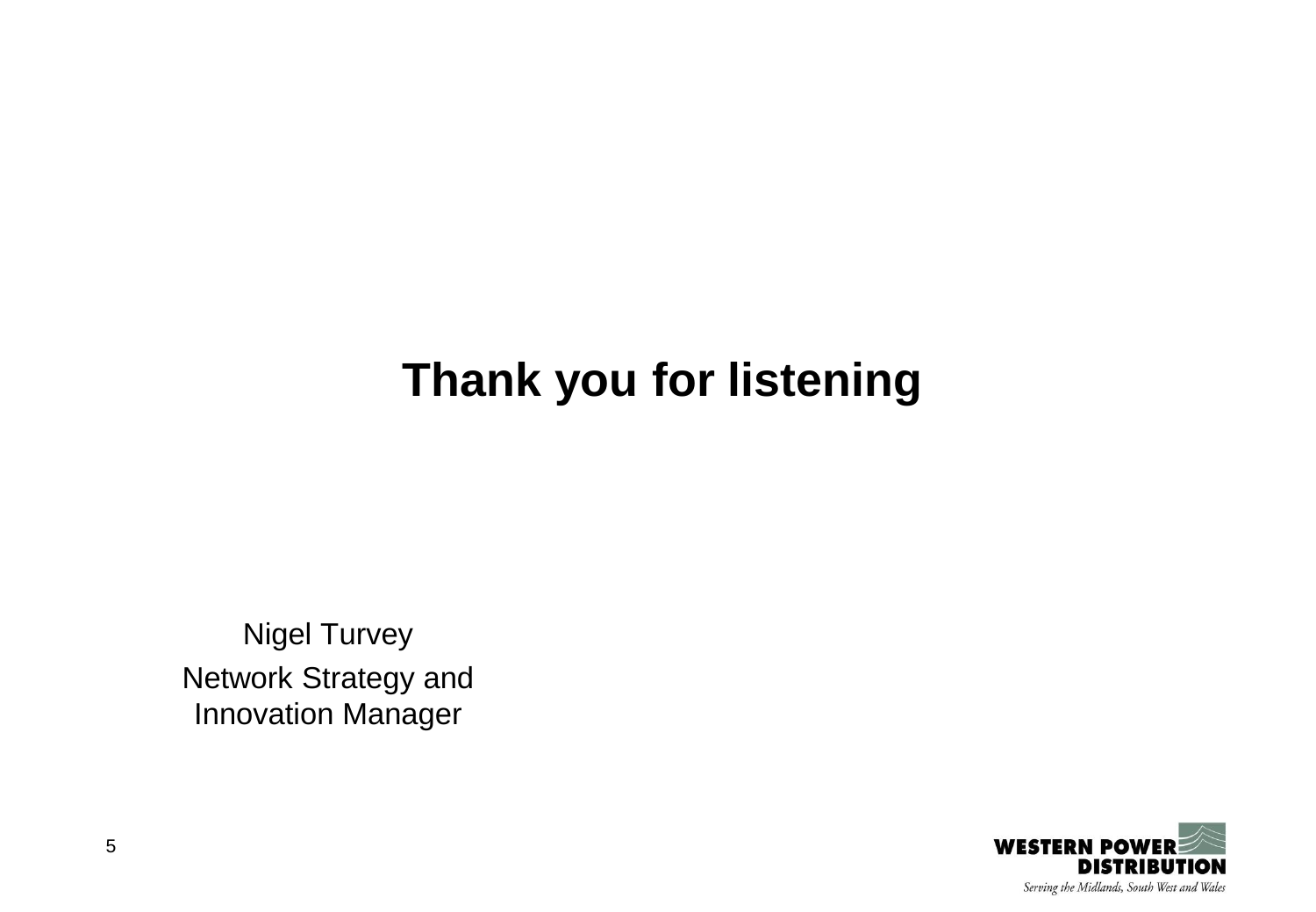# Thank you for listening

Nigel Turvey

Network Strategy and Innovation Manager

WESTERN POWER DISTRIBUTION

*Serving the Midlands, South West and Wales*